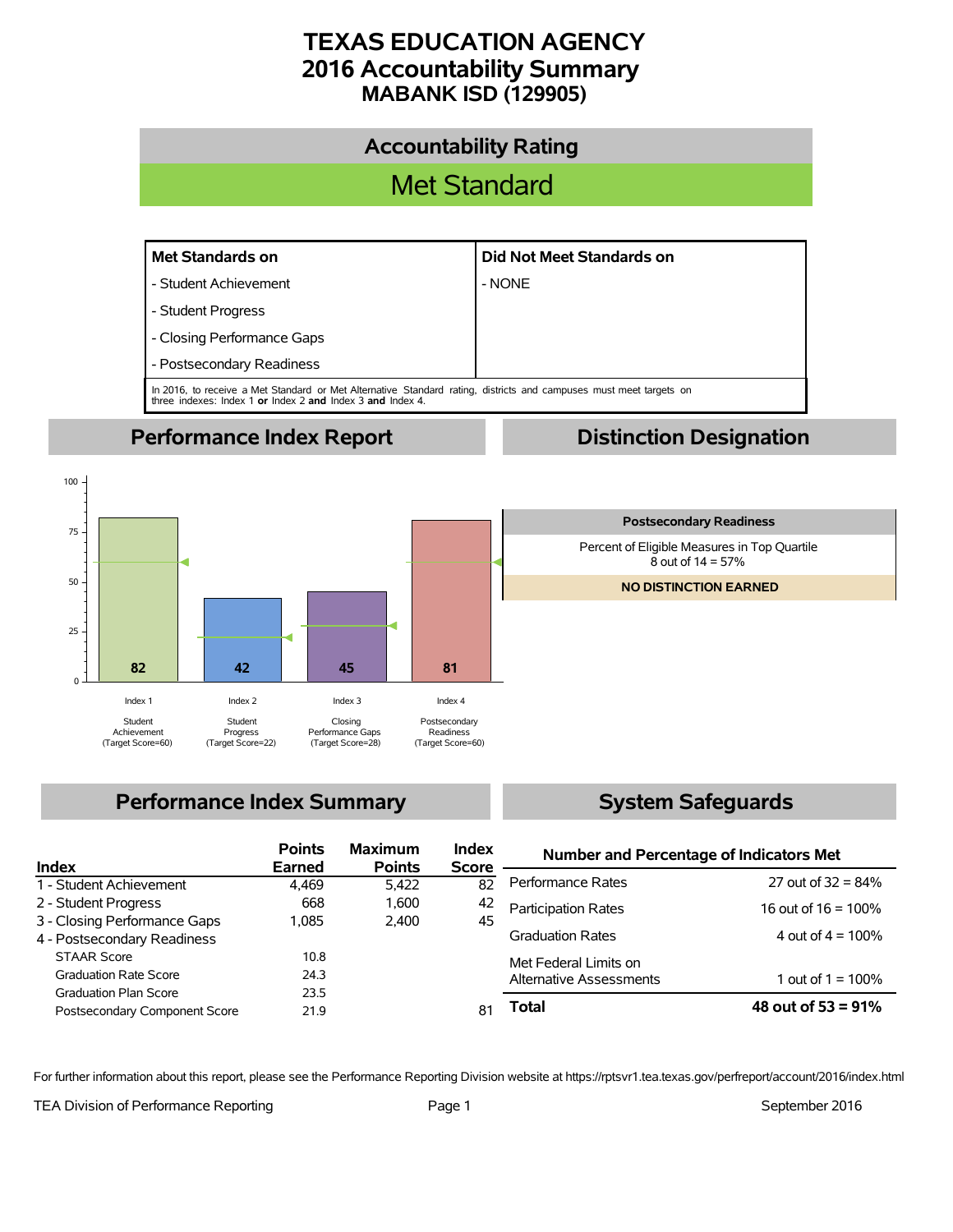# TEXAS EDUCATION AGENCY
# 2016 Accountability Summary
## MABANK ISD (129905)

## Accountability Rating

**Met Standard**

| Met Standards on | Did Not Meet Standards on |
|---|---|
| - Student Achievement | - NONE |
| - Student Progress | |
| - Closing Performance Gaps | |
| - Postsecondary Readiness | |

In 2016, to receive a Met Standard or Met Alternative Standard rating, districts and campuses must meet targets on three indexes: Index 1 **or** Index 2 **and** Index 3 **and** Index 4.

## Performance Index Report

| Index | Description | Score | Target Score |
|---|---|---|---|
| Index 1 | Student Achievement | 82 | 60 |
| Index 2 | Student Progress | 42 | 22 |
| Index 3 | Closing Performance Gaps | 45 | 28 |
| Index 4 | Postsecondary Readiness | 81 | 60 |

## Distinction Designation

| Postsecondary Readiness |
|---|
| Percent of Eligible Measures in Top Quartile<br>8 out of 14 = 57% |
| **NO DISTINCTION EARNED** |

## Performance Index Summary

| Index | Points Earned | Maximum Points | Index Score |
|---|---|---|---|
| 1 - Student Achievement | 4,469 | 5,422 | 82 |
| 2 - Student Progress | 668 | 1,600 | 42 |
| 3 - Closing Performance Gaps | 1,085 | 2,400 | 45 |
| 4 - Postsecondary Readiness | | | |
| STAAR Score | 10.8 | | |
| Graduation Rate Score | 24.3 | | |
| Graduation Plan Score | 23.5 | | |
| Postsecondary Component Score | 21.9 | | 81 |

## System Safeguards

| Number and Percentage of Indicators Met | |
|---|---|
| Performance Rates | 27 out of 32 = 84% |
| Participation Rates | 16 out of 16 = 100% |
| Graduation Rates | 4 out of 4 = 100% |
| Met Federal Limits on Alternative Assessments | 1 out of 1 = 100% |
| **Total** | **48 out of 53 = 91%** |

For further information about this report, please see the Performance Reporting Division website at https://rptsvr1.tea.texas.gov/perfreport/account/2016/index.html

TEA Division of Performance Reporting | September 2016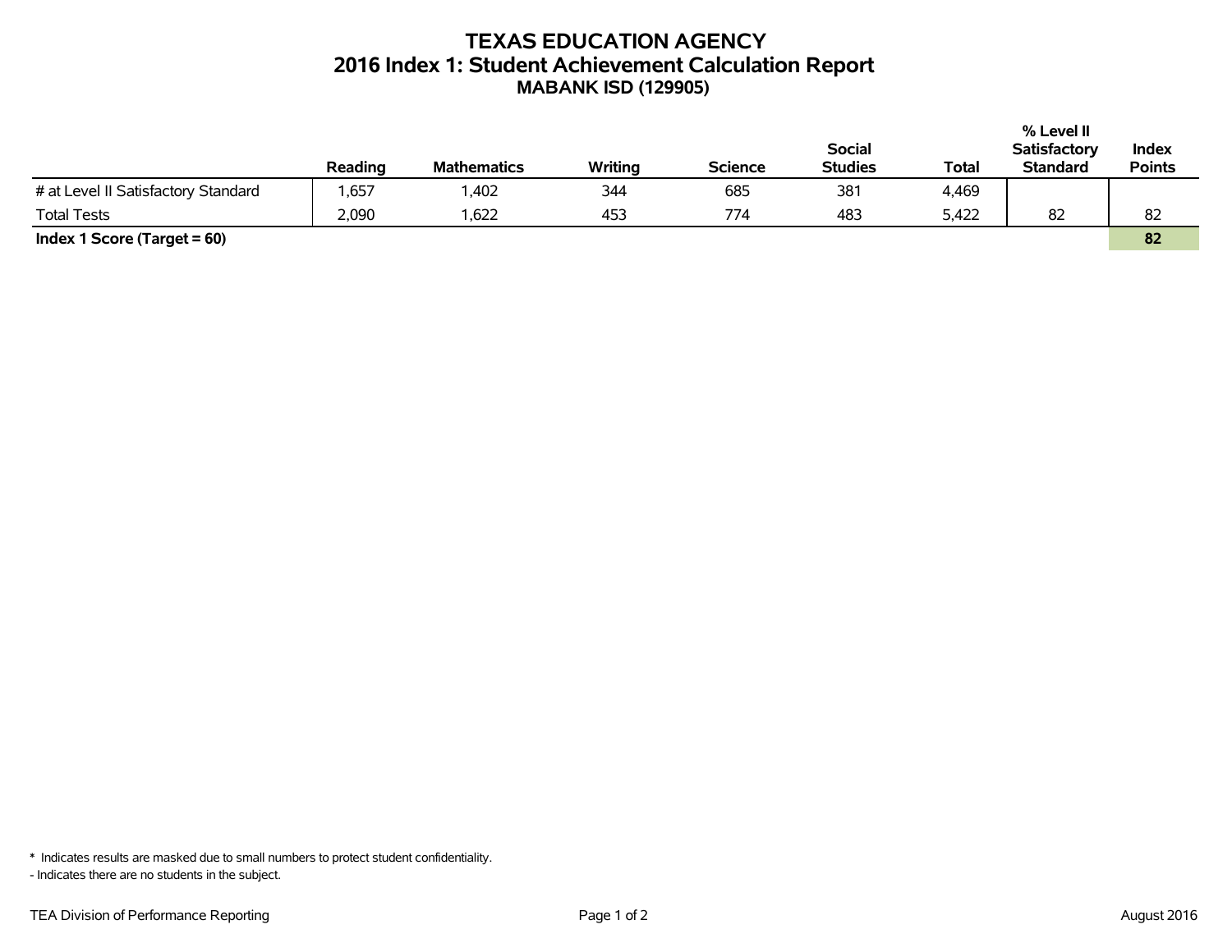# TEXAS EDUCATION AGENCY
## 2016 Index 1: Student Achievement Calculation Report
### MABANK ISD (129905)

| | Reading | Mathematics | Writing | Science | Social Studies | Total | % Level II Satisfactory Standard | Index Points |
|---|---|---|---|---|---|---|---|---|
| # at Level II Satisfactory Standard | 1,657 | 1,402 | 344 | 685 | 381 | 4,469 | | |
| Total Tests | 2,090 | 1,622 | 453 | 774 | 483 | 5,422 | 82 | 82 |
| **Index 1 Score (Target = 60)** | | | | | | | | **82** |

* Indicates results are masked due to small numbers to protect student confidentiality.

- Indicates there are no students in the subject.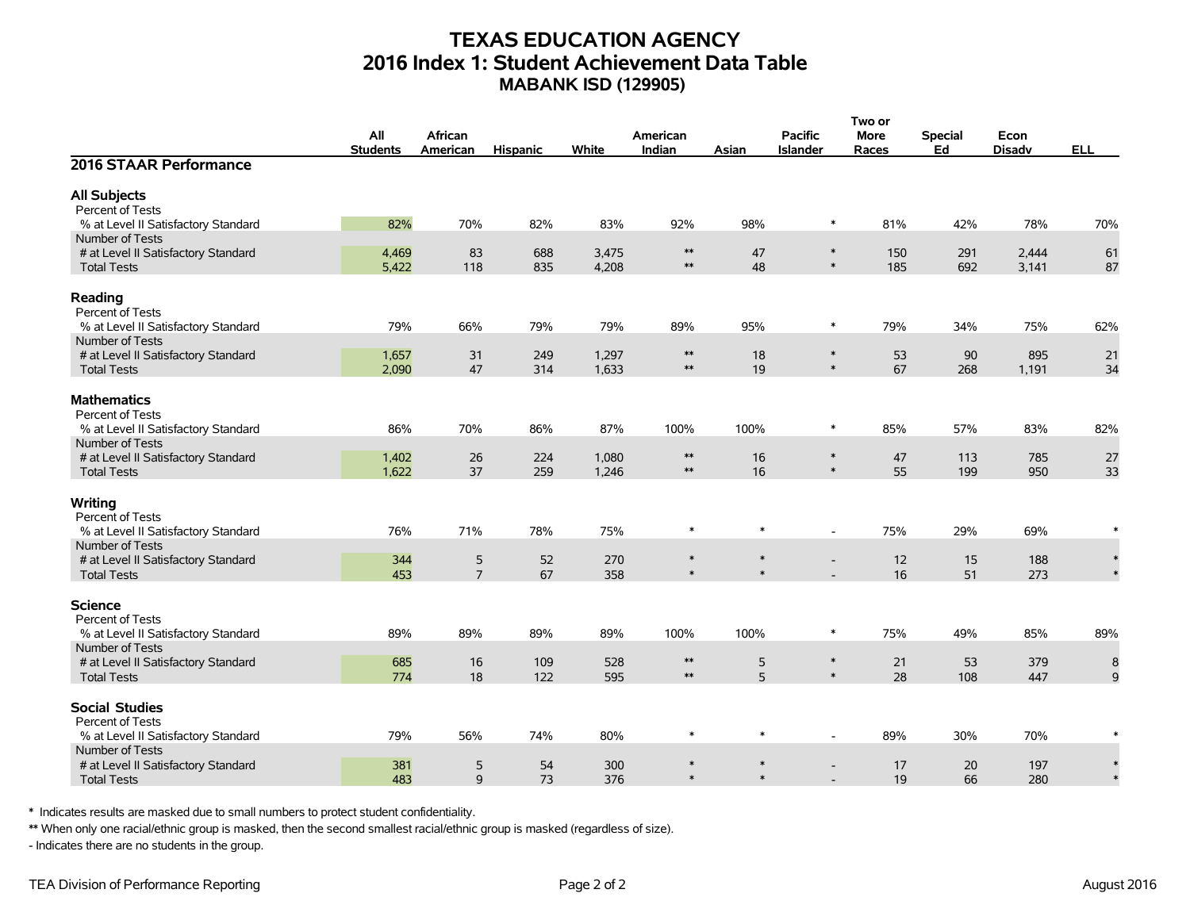# TEXAS EDUCATION AGENCY
## 2016 Index 1: Student Achievement Data Table
### MABANK ISD (129905)

| 2016 STAAR Performance | All Students | African American | Hispanic | White | American Indian | Asian | Pacific Islander | Two or More Races | Special Ed | Econ Disadv | ELL |
|---|---|---|---|---|---|---|---|---|---|---|---|
| **All Subjects** | | | | | | | | | | | |
| Percent of Tests | | | | | | | | | | | |
| % at Level II Satisfactory Standard | 82% | 70% | 82% | 83% | 92% | 98% | * | 81% | 42% | 78% | 70% |
| Number of Tests | | | | | | | | | | | |
| # at Level II Satisfactory Standard | 4,469 | 83 | 688 | 3,475 | ** | 47 | * | 150 | 291 | 2,444 | 61 |
| Total Tests | 5,422 | 118 | 835 | 4,208 | ** | 48 | * | 185 | 692 | 3,141 | 87 |
| **Reading** | | | | | | | | | | | |
| Percent of Tests | | | | | | | | | | | |
| % at Level II Satisfactory Standard | 79% | 66% | 79% | 79% | 89% | 95% | * | 79% | 34% | 75% | 62% |
| Number of Tests | | | | | | | | | | | |
| # at Level II Satisfactory Standard | 1,657 | 31 | 249 | 1,297 | ** | 18 | * | 53 | 90 | 895 | 21 |
| Total Tests | 2,090 | 47 | 314 | 1,633 | ** | 19 | * | 67 | 268 | 1,191 | 34 |
| **Mathematics** | | | | | | | | | | | |
| Percent of Tests | | | | | | | | | | | |
| % at Level II Satisfactory Standard | 86% | 70% | 86% | 87% | 100% | 100% | * | 85% | 57% | 83% | 82% |
| Number of Tests | | | | | | | | | | | |
| # at Level II Satisfactory Standard | 1,402 | 26 | 224 | 1,080 | ** | 16 | * | 47 | 113 | 785 | 27 |
| Total Tests | 1,622 | 37 | 259 | 1,246 | ** | 16 | * | 55 | 199 | 950 | 33 |
| **Writing** | | | | | | | | | | | |
| Percent of Tests | | | | | | | | | | | |
| % at Level II Satisfactory Standard | 76% | 71% | 78% | 75% | * | * | - | 75% | 29% | 69% | * |
| Number of Tests | | | | | | | | | | | |
| # at Level II Satisfactory Standard | 344 | 5 | 52 | 270 | * | * | - | 12 | 15 | 188 | * |
| Total Tests | 453 | 7 | 67 | 358 | * | * | - | 16 | 51 | 273 | * |
| **Science** | | | | | | | | | | | |
| Percent of Tests | | | | | | | | | | | |
| % at Level II Satisfactory Standard | 89% | 89% | 89% | 89% | 100% | 100% | * | 75% | 49% | 85% | 89% |
| Number of Tests | | | | | | | | | | | |
| # at Level II Satisfactory Standard | 685 | 16 | 109 | 528 | ** | 5 | * | 21 | 53 | 379 | 8 |
| Total Tests | 774 | 18 | 122 | 595 | ** | 5 | * | 28 | 108 | 447 | 9 |
| **Social Studies** | | | | | | | | | | | |
| Percent of Tests | | | | | | | | | | | |
| % at Level II Satisfactory Standard | 79% | 56% | 74% | 80% | * | * | - | 89% | 30% | 70% | * |
| Number of Tests | | | | | | | | | | | |
| # at Level II Satisfactory Standard | 381 | 5 | 54 | 300 | * | * | - | 17 | 20 | 197 | * |
| Total Tests | 483 | 9 | 73 | 376 | * | * | - | 19 | 66 | 280 | * |

\* Indicates results are masked due to small numbers to protect student confidentiality.

\*\* When only one racial/ethnic group is masked, then the second smallest racial/ethnic group is masked (regardless of size).

\- Indicates there are no students in the group.

TEA Division of Performance Reporting

August 2016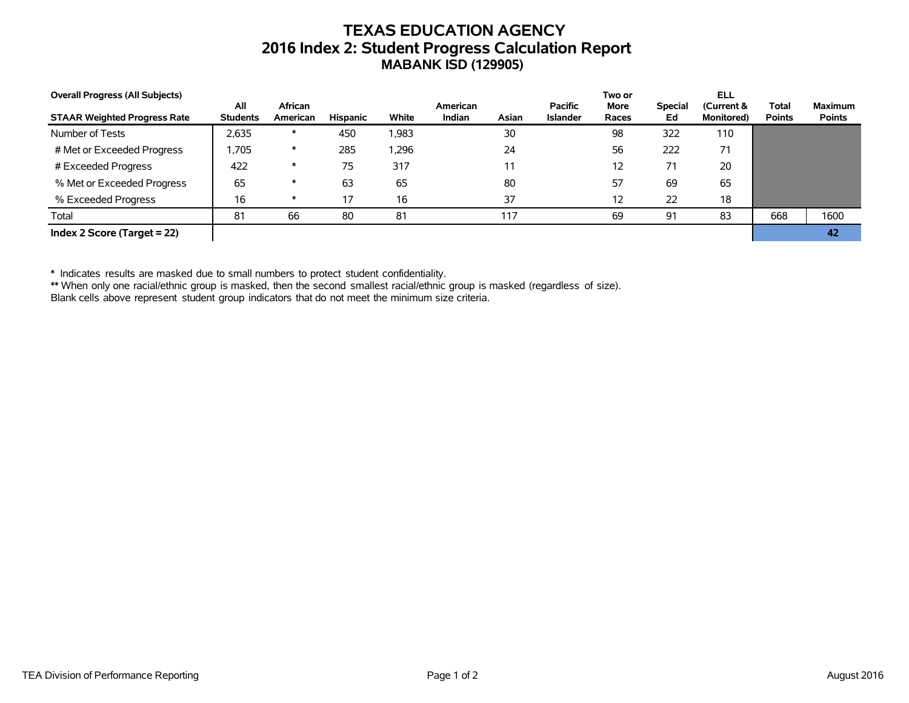# TEXAS EDUCATION AGENCY
## 2016 Index 2: Student Progress Calculation Report
### MABANK ISD (129905)

**Overall Progress (All Subjects)**

| **STAAR Weighted Progress Rate** | **All Students** | **African American** | **Hispanic** | **White** | **American Indian** | **Asian** | **Pacific Islander** | **Two or More Races** | **Special Ed** | **ELL (Current & Monitored)** | **Total Points** | **Maximum Points** |
|---|---|---|---|---|---|---|---|---|---|---|---|---|
| Number of Tests | 2,635 | * | 450 | 1,983 | | 30 | | 98 | 322 | 110 | | |
| # Met or Exceeded Progress | 1,705 | * | 285 | 1,296 | | 24 | | 56 | 222 | 71 | | |
| # Exceeded Progress | 422 | * | 75 | 317 | | 11 | | 12 | 71 | 20 | | |
| % Met or Exceeded Progress | 65 | * | 63 | 65 | | 80 | | 57 | 69 | 65 | | |
| % Exceeded Progress | 16 | * | 17 | 16 | | 37 | | 12 | 22 | 18 | | |
| Total | 81 | 66 | 80 | 81 | | 117 | | 69 | 91 | 83 | 668 | 1600 |
| **Index 2 Score (Target = 22)** | | | | | | | | | | | | **42** |

\* Indicates results are masked due to small numbers to protect student confidentiality.
** When only one racial/ethnic group is masked, then the second smallest racial/ethnic group is masked (regardless of size).
Blank cells above represent student group indicators that do not meet the minimum size criteria.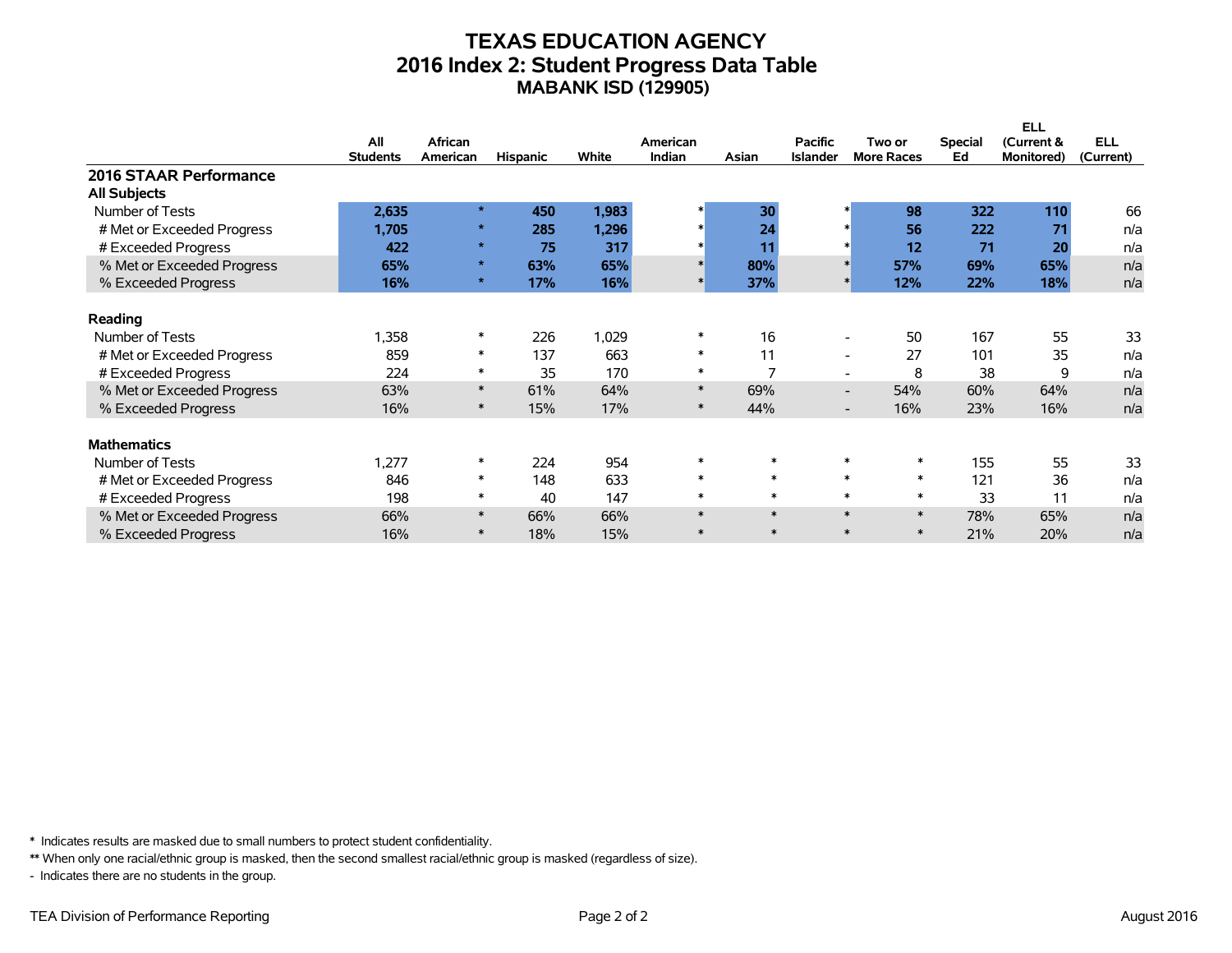# TEXAS EDUCATION AGENCY
## 2016 Index 2: Student Progress Data Table
### MABANK ISD (129905)

| | All Students | African American | Hispanic | White | American Indian | Asian | Pacific Islander | Two or More Races | Special Ed | ELL (Current & Monitored) | ELL (Current) |
|---|---|---|---|---|---|---|---|---|---|---|---|
| **2016 STAAR Performance** | | | | | | | | | | | |
| **All Subjects** | | | | | | | | | | | |
| Number of Tests | **2,635** | * | **450** | **1,983** | * | **30** | * | **98** | **322** | **110** | 66 |
| # Met or Exceeded Progress | **1,705** | * | **285** | **1,296** | * | **24** | * | **56** | **222** | **71** | n/a |
| # Exceeded Progress | **422** | * | **75** | **317** | * | **11** | * | **12** | **71** | **20** | n/a |
| % Met or Exceeded Progress | **65%** | * | **63%** | **65%** | * | **80%** | * | **57%** | **69%** | **65%** | n/a |
| % Exceeded Progress | **16%** | * | **17%** | **16%** | * | **37%** | * | **12%** | **22%** | **18%** | n/a |
| **Reading** | | | | | | | | | | | |
| Number of Tests | 1,358 | * | 226 | 1,029 | * | 16 | - | 50 | 167 | 55 | 33 |
| # Met or Exceeded Progress | 859 | * | 137 | 663 | * | 11 | - | 27 | 101 | 35 | n/a |
| # Exceeded Progress | 224 | * | 35 | 170 | * | 7 | - | 8 | 38 | 9 | n/a |
| % Met or Exceeded Progress | 63% | * | 61% | 64% | * | 69% | - | 54% | 60% | 64% | n/a |
| % Exceeded Progress | 16% | * | 15% | 17% | * | 44% | - | 16% | 23% | 16% | n/a |
| **Mathematics** | | | | | | | | | | | |
| Number of Tests | 1,277 | * | 224 | 954 | * | * | * | * | 155 | 55 | 33 |
| # Met or Exceeded Progress | 846 | * | 148 | 633 | * | * | * | * | 121 | 36 | n/a |
| # Exceeded Progress | 198 | * | 40 | 147 | * | * | * | * | 33 | 11 | n/a |
| % Met or Exceeded Progress | 66% | * | 66% | 66% | * | * | * | * | 78% | 65% | n/a |
| % Exceeded Progress | 16% | * | 18% | 15% | * | * | * | * | 21% | 20% | n/a |

\* Indicates results are masked due to small numbers to protect student confidentiality.

** When only one racial/ethnic group is masked, then the second smallest racial/ethnic group is masked (regardless of size).

\- Indicates there are no students in the group.

TEA Division of Performance Reporting

August 2016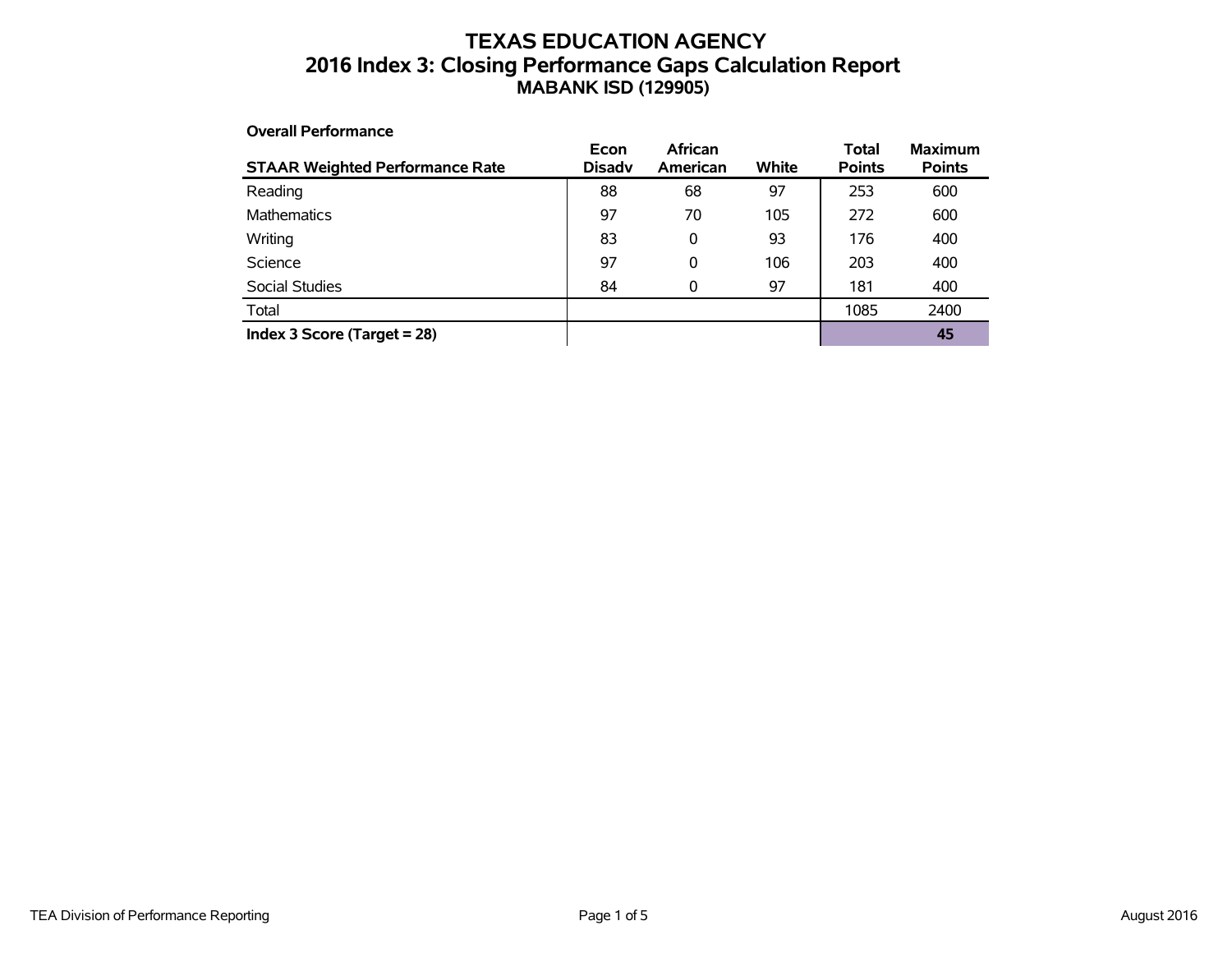# TEXAS EDUCATION AGENCY
## 2016 Index 3: Closing Performance Gaps Calculation Report
### MABANK ISD (129905)

**Overall Performance**

| STAAR Weighted Performance Rate | Econ Disadv | African American | White | Total Points | Maximum Points |
|---|---|---|---|---|---|
| Reading | 88 | 68 | 97 | 253 | 600 |
| Mathematics | 97 | 70 | 105 | 272 | 600 |
| Writing | 83 | 0 | 93 | 176 | 400 |
| Science | 97 | 0 | 106 | 203 | 400 |
| Social Studies | 84 | 0 | 97 | 181 | 400 |
| Total | | | | 1085 | 2400 |
| **Index 3 Score (Target = 28)** | | | | | **45** |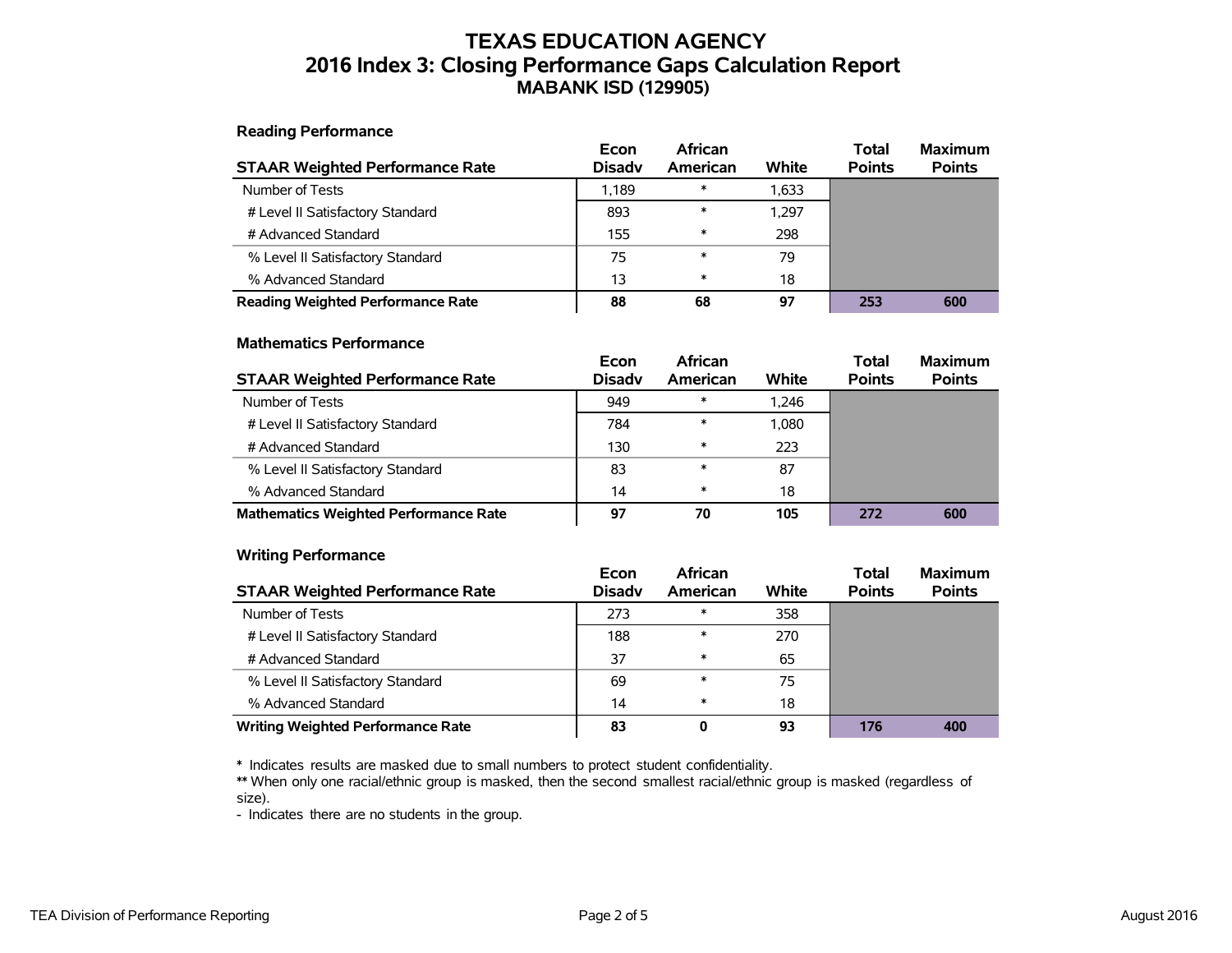# TEXAS EDUCATION AGENCY
# 2016 Index 3: Closing Performance Gaps Calculation Report
## MABANK ISD (129905)

### Reading Performance

| STAAR Weighted Performance Rate | Econ Disadv | African American | White | Total Points | Maximum Points |
|---|---|---|---|---|---|
| Number of Tests | 1,189 | * | 1,633 | | |
| # Level II Satisfactory Standard | 893 | * | 1,297 | | |
| # Advanced Standard | 155 | * | 298 | | |
| % Level II Satisfactory Standard | 75 | * | 79 | | |
| % Advanced Standard | 13 | * | 18 | | |
| **Reading Weighted Performance Rate** | **88** | **68** | **97** | **253** | **600** |

### Mathematics Performance

| STAAR Weighted Performance Rate | Econ Disadv | African American | White | Total Points | Maximum Points |
|---|---|---|---|---|---|
| Number of Tests | 949 | * | 1,246 | | |
| # Level II Satisfactory Standard | 784 | * | 1,080 | | |
| # Advanced Standard | 130 | * | 223 | | |
| % Level II Satisfactory Standard | 83 | * | 87 | | |
| % Advanced Standard | 14 | * | 18 | | |
| **Mathematics Weighted Performance Rate** | **97** | **70** | **105** | **272** | **600** |

### Writing Performance

| STAAR Weighted Performance Rate | Econ Disadv | African American | White | Total Points | Maximum Points |
|---|---|---|---|---|---|
| Number of Tests | 273 | * | 358 | | |
| # Level II Satisfactory Standard | 188 | * | 270 | | |
| # Advanced Standard | 37 | * | 65 | | |
| % Level II Satisfactory Standard | 69 | * | 75 | | |
| % Advanced Standard | 14 | * | 18 | | |
| **Writing Weighted Performance Rate** | **83** | **0** | **93** | **176** | **400** |

* Indicates results are masked due to small numbers to protect student confidentiality.
** When only one racial/ethnic group is masked, then the second smallest racial/ethnic group is masked (regardless of size).
- Indicates there are no students in the group.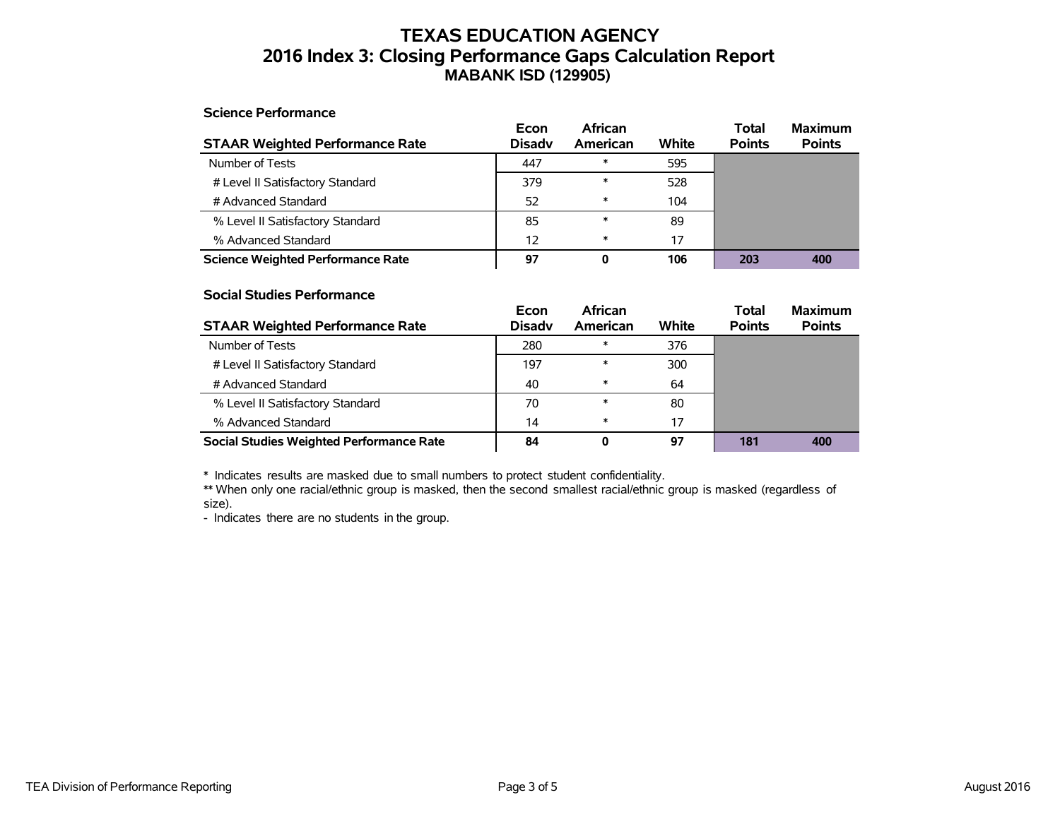# TEXAS EDUCATION AGENCY
# 2016 Index 3: Closing Performance Gaps Calculation Report
## MABANK ISD (129905)

### Science Performance

| STAAR Weighted Performance Rate | Econ Disadv | African American | White | Total Points | Maximum Points |
|---|---|---|---|---|---|
| Number of Tests | 447 | * | 595 | | |
| # Level II Satisfactory Standard | 379 | * | 528 | | |
| # Advanced Standard | 52 | * | 104 | | |
| % Level II Satisfactory Standard | 85 | * | 89 | | |
| % Advanced Standard | 12 | * | 17 | | |
| **Science Weighted Performance Rate** | **97** | **0** | **106** | **203** | **400** |

### Social Studies Performance

| STAAR Weighted Performance Rate | Econ Disadv | African American | White | Total Points | Maximum Points |
|---|---|---|---|---|---|
| Number of Tests | 280 | * | 376 | | |
| # Level II Satisfactory Standard | 197 | * | 300 | | |
| # Advanced Standard | 40 | * | 64 | | |
| % Level II Satisfactory Standard | 70 | * | 80 | | |
| % Advanced Standard | 14 | * | 17 | | |
| **Social Studies Weighted Performance Rate** | **84** | **0** | **97** | **181** | **400** |

**\*** Indicates results are masked due to small numbers to protect student confidentiality.
**\*\*** When only one racial/ethnic group is masked, then the second smallest racial/ethnic group is masked (regardless of size).
\- Indicates there are no students in the group.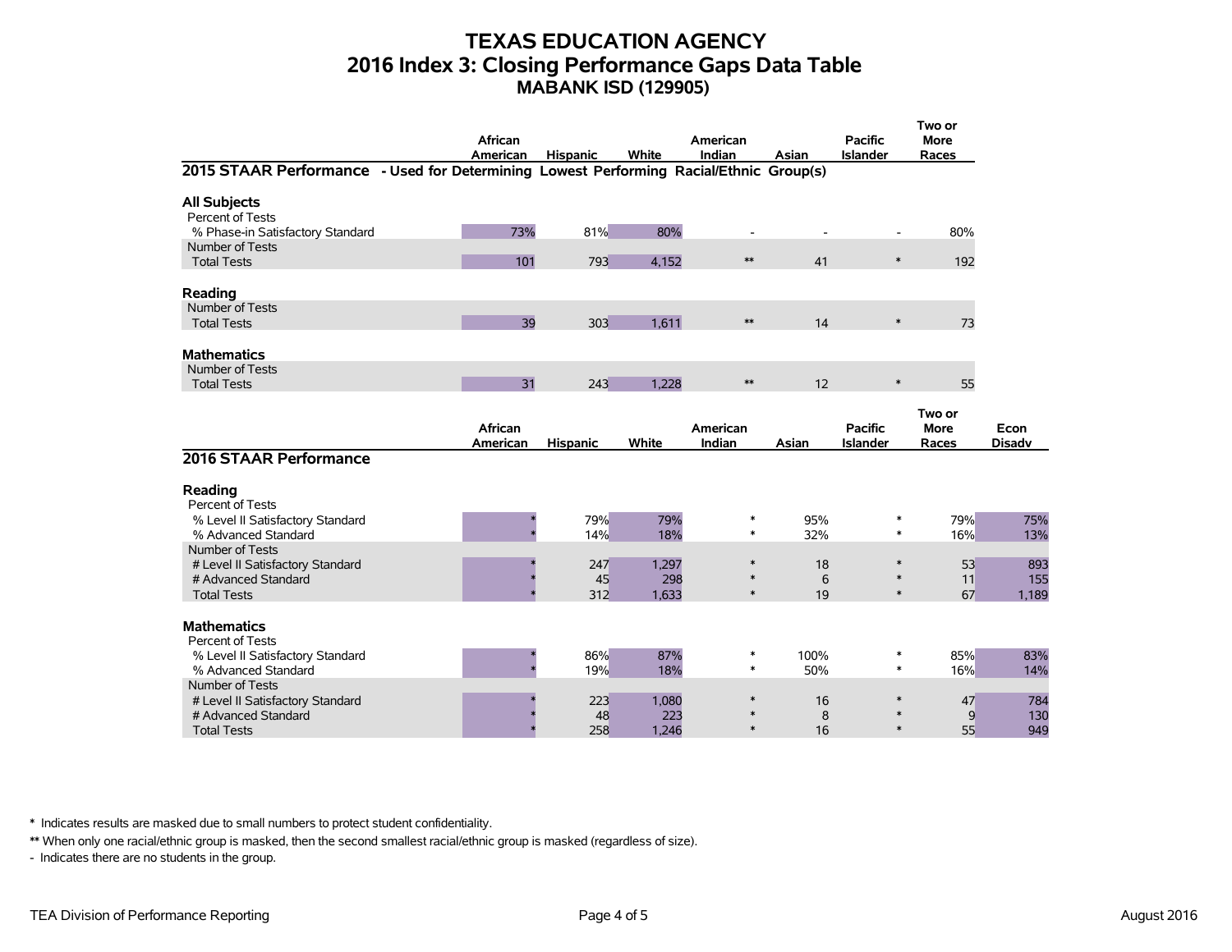# TEXAS EDUCATION AGENCY
## 2016 Index 3: Closing Performance Gaps Data Table
### MABANK ISD (129905)

**2015 STAAR Performance - Used for Determining Lowest Performing Racial/Ethnic Group(s)**

| | African American | Hispanic | White | American Indian | Asian | Pacific Islander | Two or More Races |
|---|---|---|---|---|---|---|---|
| **All Subjects** | | | | | | | |
| Percent of Tests | | | | | | | |
| % Phase-in Satisfactory Standard | 73% | 81% | 80% | - | - | - | 80% |
| Number of Tests | | | | | | | |
| Total Tests | 101 | 793 | 4,152 | ** | 41 | * | 192 |
| **Reading** | | | | | | | |
| Number of Tests | | | | | | | |
| Total Tests | 39 | 303 | 1,611 | ** | 14 | * | 73 |
| **Mathematics** | | | | | | | |
| Number of Tests | | | | | | | |
| Total Tests | 31 | 243 | 1,228 | ** | 12 | * | 55 |

**2016 STAAR Performance**

| | African American | Hispanic | White | American Indian | Asian | Pacific Islander | Two or More Races | Econ Disadv |
|---|---|---|---|---|---|---|---|---|
| **Reading** | | | | | | | | |
| Percent of Tests | | | | | | | | |
| % Level II Satisfactory Standard | * | 79% | 79% | * | 95% | * | 79% | 75% |
| % Advanced Standard | * | 14% | 18% | * | 32% | * | 16% | 13% |
| Number of Tests | | | | | | | | |
| # Level II Satisfactory Standard | * | 247 | 1,297 | * | 18 | * | 53 | 893 |
| # Advanced Standard | * | 45 | 298 | * | 6 | * | 11 | 155 |
| Total Tests | * | 312 | 1,633 | * | 19 | * | 67 | 1,189 |
| **Mathematics** | | | | | | | | |
| Percent of Tests | | | | | | | | |
| % Level II Satisfactory Standard | * | 86% | 87% | * | 100% | * | 85% | 83% |
| % Advanced Standard | * | 19% | 18% | * | 50% | * | 16% | 14% |
| Number of Tests | | | | | | | | |
| # Level II Satisfactory Standard | * | 223 | 1,080 | * | 16 | * | 47 | 784 |
| # Advanced Standard | * | 48 | 223 | * | 8 | * | 9 | 130 |
| Total Tests | * | 258 | 1,246 | * | 16 | * | 55 | 949 |

\* Indicates results are masked due to small numbers to protect student confidentiality.

** When only one racial/ethnic group is masked, then the second smallest racial/ethnic group is masked (regardless of size).

\- Indicates there are no students in the group.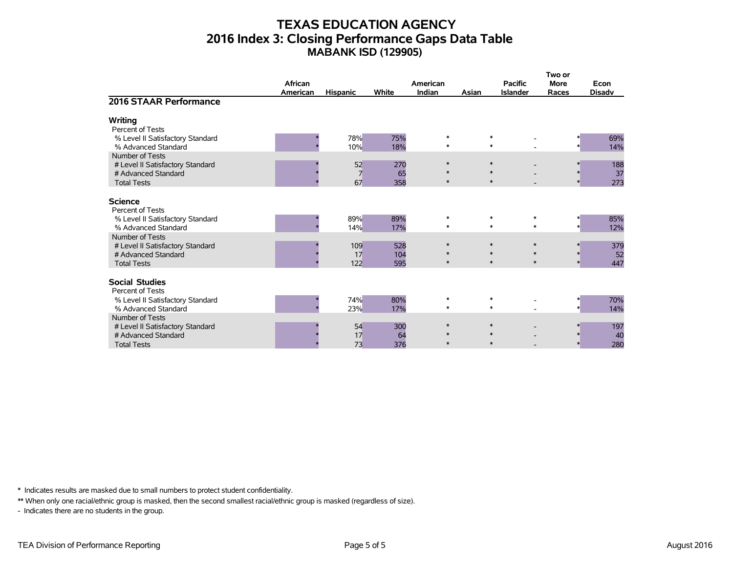# TEXAS EDUCATION AGENCY
## 2016 Index 3: Closing Performance Gaps Data Table
### MABANK ISD (129905)

| 2016 STAAR Performance | African American | Hispanic | White | American Indian | Asian | Pacific Islander | Two or More Races | Econ Disadv |
|---|---|---|---|---|---|---|---|---|
| **Writing** | | | | | | | | |
| Percent of Tests | | | | | | | | |
| % Level II Satisfactory Standard | * | 78% | 75% | * | * | - | * | 69% |
| % Advanced Standard | * | 10% | 18% | * | * | - | * | 14% |
| Number of Tests | | | | | | | | |
| # Level II Satisfactory Standard | * | 52 | 270 | * | * | - | * | 188 |
| # Advanced Standard | * | 7 | 65 | * | * | - | * | 37 |
| Total Tests | * | 67 | 358 | * | * | - | * | 273 |
| **Science** | | | | | | | | |
| Percent of Tests | | | | | | | | |
| % Level II Satisfactory Standard | * | 89% | 89% | * | * | * | * | 85% |
| % Advanced Standard | * | 14% | 17% | * | * | * | * | 12% |
| Number of Tests | | | | | | | | |
| # Level II Satisfactory Standard | * | 109 | 528 | * | * | * | * | 379 |
| # Advanced Standard | * | 17 | 104 | * | * | * | * | 52 |
| Total Tests | * | 122 | 595 | * | * | * | * | 447 |
| **Social Studies** | | | | | | | | |
| Percent of Tests | | | | | | | | |
| % Level II Satisfactory Standard | * | 74% | 80% | * | * | - | * | 70% |
| % Advanced Standard | * | 23% | 17% | * | * | - | * | 14% |
| Number of Tests | | | | | | | | |
| # Level II Satisfactory Standard | * | 54 | 300 | * | * | - | * | 197 |
| # Advanced Standard | * | 17 | 64 | * | * | - | * | 40 |
| Total Tests | * | 73 | 376 | * | * | - | * | 280 |

* Indicates results are masked due to small numbers to protect student confidentiality.

** When only one racial/ethnic group is masked, then the second smallest racial/ethnic group is masked (regardless of size).

- Indicates there are no students in the group.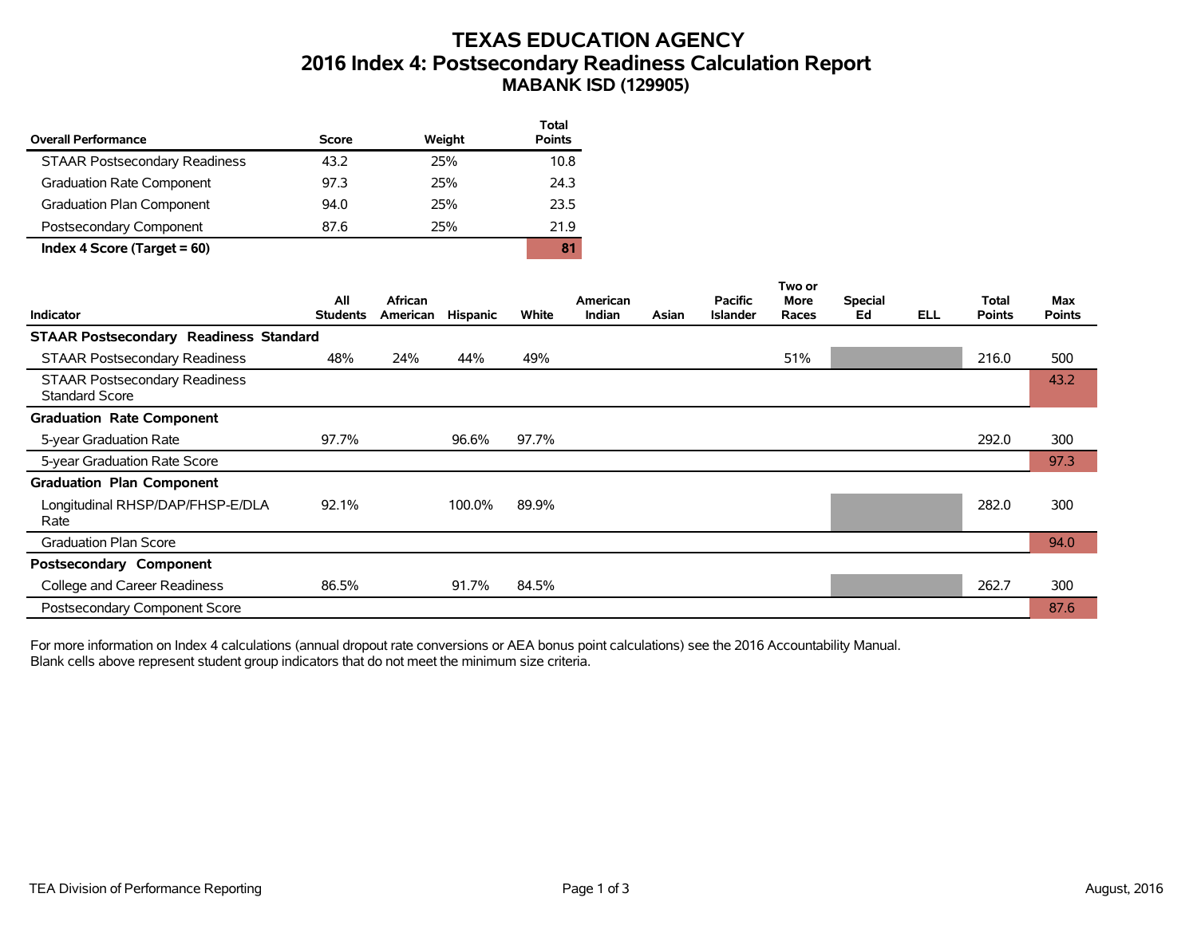# TEXAS EDUCATION AGENCY
## 2016 Index 4: Postsecondary Readiness Calculation Report
### MABANK ISD (129905)

| Overall Performance | Score | Weight | Total Points |
|---|---|---|---|
| STAAR Postsecondary Readiness | 43.2 | 25% | 10.8 |
| Graduation Rate Component | 97.3 | 25% | 24.3 |
| Graduation Plan Component | 94.0 | 25% | 23.5 |
| Postsecondary Component | 87.6 | 25% | 21.9 |
| **Index 4 Score (Target = 60)** | | | **81** |

| Indicator | All Students | African American | Hispanic | White | American Indian | Asian | Pacific Islander | Two or More Races | Special Ed | ELL | Total Points | Max Points |
|---|---|---|---|---|---|---|---|---|---|---|---|---|
| **STAAR Postsecondary Readiness Standard** | | | | | | | | | | | | |
| STAAR Postsecondary Readiness | 48% | 24% | 44% | 49% | | | | 51% | | | 216.0 | 500 |
| STAAR Postsecondary Readiness Standard Score | | | | | | | | | | | | 43.2 |
| **Graduation Rate Component** | | | | | | | | | | | | |
| 5-year Graduation Rate | 97.7% | | 96.6% | 97.7% | | | | | | | 292.0 | 300 |
| 5-year Graduation Rate Score | | | | | | | | | | | | 97.3 |
| **Graduation Plan Component** | | | | | | | | | | | | |
| Longitudinal RHSP/DAP/FHSP-E/DLA Rate | 92.1% | | 100.0% | 89.9% | | | | | | | 282.0 | 300 |
| Graduation Plan Score | | | | | | | | | | | | 94.0 |
| **Postsecondary Component** | | | | | | | | | | | | |
| College and Career Readiness | 86.5% | | 91.7% | 84.5% | | | | | | | 262.7 | 300 |
| Postsecondary Component Score | | | | | | | | | | | | 87.6 |

For more information on Index 4 calculations (annual dropout rate conversions or AEA bonus point calculations) see the 2016 Accountability Manual.
Blank cells above represent student group indicators that do not meet the minimum size criteria.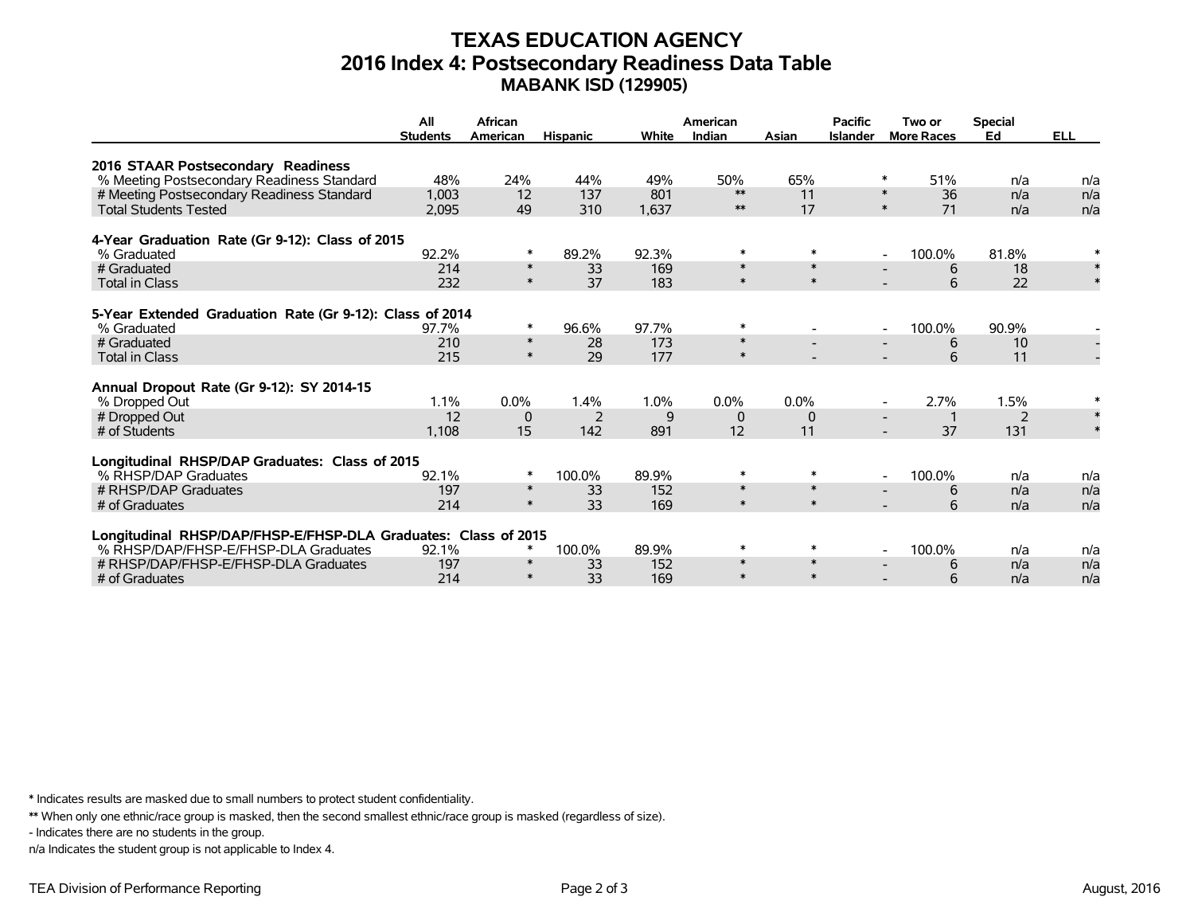# TEXAS EDUCATION AGENCY
## 2016 Index 4: Postsecondary Readiness Data Table
### MABANK ISD (129905)

| | All Students | African American | Hispanic | White | American Indian | Asian | Pacific Islander | Two or More Races | Special Ed | ELL |
|---|---|---|---|---|---|---|---|---|---|---|
| **2016 STAAR Postsecondary Readiness** | | | | | | | | | | |
| % Meeting Postsecondary Readiness Standard | 48% | 24% | 44% | 49% | 50% | 65% | * | 51% | n/a | n/a |
| # Meeting Postsecondary Readiness Standard | 1,003 | 12 | 137 | 801 | ** | 11 | * | 36 | n/a | n/a |
| Total Students Tested | 2,095 | 49 | 310 | 1,637 | ** | 17 | * | 71 | n/a | n/a |
| **4-Year Graduation Rate (Gr 9-12): Class of 2015** | | | | | | | | | | |
| % Graduated | 92.2% | * | 89.2% | 92.3% | * | * | - | 100.0% | 81.8% | * |
| # Graduated | 214 | * | 33 | 169 | * | * | - | 6 | 18 | * |
| Total in Class | 232 | * | 37 | 183 | * | * | - | 6 | 22 | * |
| **5-Year Extended Graduation Rate (Gr 9-12): Class of 2014** | | | | | | | | | | |
| % Graduated | 97.7% | * | 96.6% | 97.7% | * | - | - | 100.0% | 90.9% | - |
| # Graduated | 210 | * | 28 | 173 | * | - | - | 6 | 10 | - |
| Total in Class | 215 | * | 29 | 177 | * | - | - | 6 | 11 | - |
| **Annual Dropout Rate (Gr 9-12): SY 2014-15** | | | | | | | | | | |
| % Dropped Out | 1.1% | 0.0% | 1.4% | 1.0% | 0.0% | 0.0% | - | 2.7% | 1.5% | * |
| # Dropped Out | 12 | 0 | 2 | 9 | 0 | 0 | - | 1 | 2 | * |
| # of Students | 1,108 | 15 | 142 | 891 | 12 | 11 | - | 37 | 131 | * |
| **Longitudinal RHSP/DAP Graduates: Class of 2015** | | | | | | | | | | |
| % RHSP/DAP Graduates | 92.1% | * | 100.0% | 89.9% | * | * | - | 100.0% | n/a | n/a |
| # RHSP/DAP Graduates | 197 | * | 33 | 152 | * | * | - | 6 | n/a | n/a |
| # of Graduates | 214 | * | 33 | 169 | * | * | - | 6 | n/a | n/a |
| **Longitudinal RHSP/DAP/FHSP-E/FHSP-DLA Graduates: Class of 2015** | | | | | | | | | | |
| % RHSP/DAP/FHSP-E/FHSP-DLA Graduates | 92.1% | * | 100.0% | 89.9% | * | * | - | 100.0% | n/a | n/a |
| # RHSP/DAP/FHSP-E/FHSP-DLA Graduates | 197 | * | 33 | 152 | * | * | - | 6 | n/a | n/a |
| # of Graduates | 214 | * | 33 | 169 | * | * | - | 6 | n/a | n/a |

\* Indicates results are masked due to small numbers to protect student confidentiality.

\*\* When only one ethnic/race group is masked, then the second smallest ethnic/race group is masked (regardless of size).

\- Indicates there are no students in the group.

n/a Indicates the student group is not applicable to Index 4.

TEA Division of Performance Reporting

August, 2016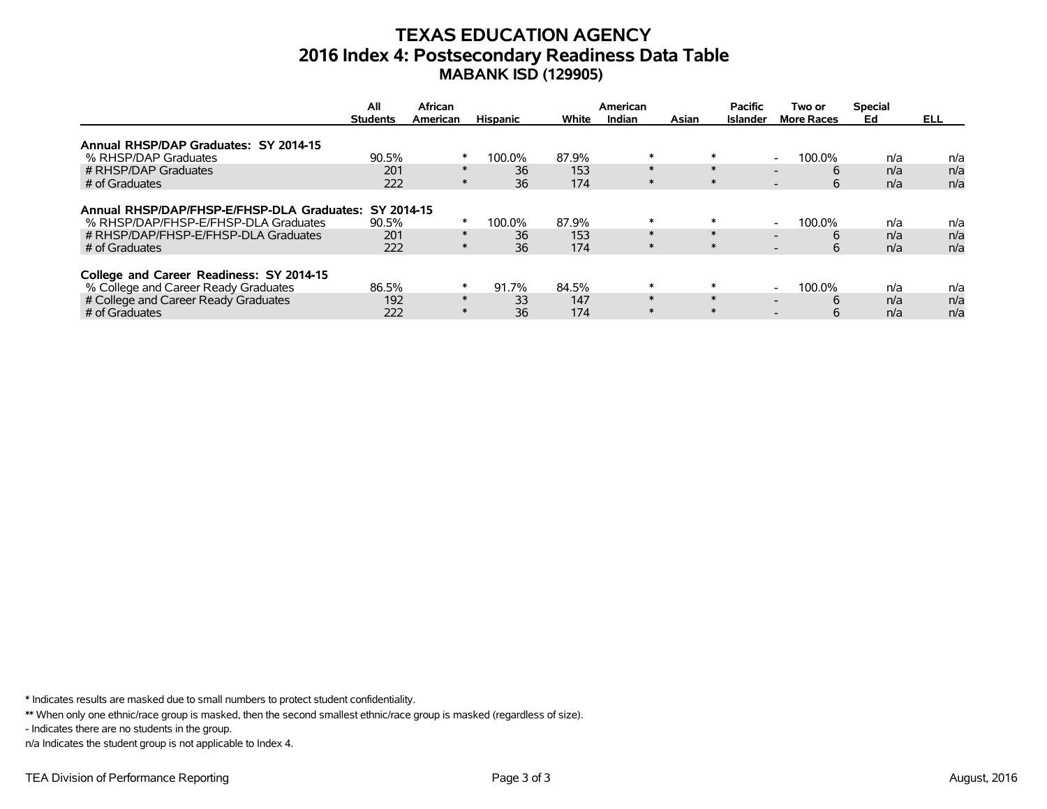# TEXAS EDUCATION AGENCY
## 2016 Index 4: Postsecondary Readiness Data Table
### MABANK ISD (129905)

| | All Students | African American | Hispanic | White | American Indian | Asian | Pacific Islander | Two or More Races | Special Ed | ELL |
|---|---|---|---|---|---|---|---|---|---|---|
| **Annual RHSP/DAP Graduates: SY 2014-15** | | | | | | | | | | |
| % RHSP/DAP Graduates | 90.5% | * | 100.0% | 87.9% | * | * | - | 100.0% | n/a | n/a |
| # RHSP/DAP Graduates | 201 | * | 36 | 153 | * | * | - | 6 | n/a | n/a |
| # of Graduates | 222 | * | 36 | 174 | * | * | - | 6 | n/a | n/a |
| **Annual RHSP/DAP/FHSP-E/FHSP-DLA Graduates: SY 2014-15** | | | | | | | | | | |
| % RHSP/DAP/FHSP-E/FHSP-DLA Graduates | 90.5% | * | 100.0% | 87.9% | * | * | - | 100.0% | n/a | n/a |
| # RHSP/DAP/FHSP-E/FHSP-DLA Graduates | 201 | * | 36 | 153 | * | * | - | 6 | n/a | n/a |
| # of Graduates | 222 | * | 36 | 174 | * | * | - | 6 | n/a | n/a |
| **College and Career Readiness: SY 2014-15** | | | | | | | | | | |
| % College and Career Ready Graduates | 86.5% | * | 91.7% | 84.5% | * | * | - | 100.0% | n/a | n/a |
| # College and Career Ready Graduates | 192 | * | 33 | 147 | * | * | - | 6 | n/a | n/a |
| # of Graduates | 222 | * | 36 | 174 | * | * | - | 6 | n/a | n/a |

**\*** Indicates results are masked due to small numbers to protect student confidentiality.

**\*\*** When only one ethnic/race group is masked, then the second smallest ethnic/race group is masked (regardless of size).

\- Indicates there are no students in the group.

n/a Indicates the student group is not applicable to Index 4.

TEA Division of Performance Reporting

August, 2016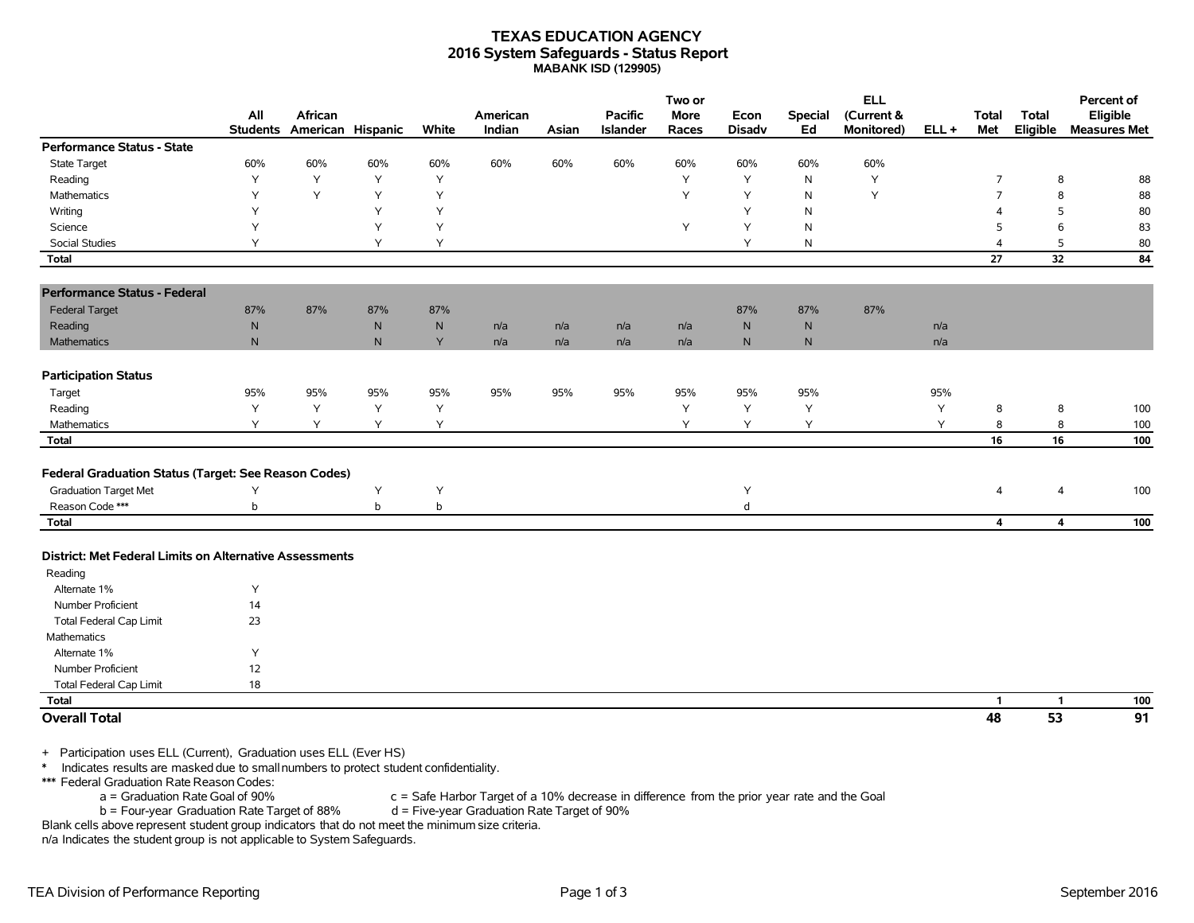# TEXAS EDUCATION AGENCY
## 2016 System Safeguards - Status Report
### MABANK ISD (129905)

| | All Students | African American | Hispanic | White | American Indian | Asian | Pacific Islander | Two or More Races | Econ Disadv | Special Ed | ELL (Current & Monitored) | ELL + | Total Met | Total Eligible | Percent of Eligible Measures Met |
|---|---|---|---|---|---|---|---|---|---|---|---|---|---|---|---|
| **Performance Status - State** | | | | | | | | | | | | | | | |
| State Target | 60% | 60% | 60% | 60% | 60% | 60% | 60% | 60% | 60% | 60% | 60% | | | | |
| Reading | Y | Y | Y | Y | | | | Y | Y | N | Y | | 7 | 8 | 88 |
| Mathematics | Y | Y | Y | Y | | | | Y | Y | N | Y | | 7 | 8 | 88 |
| Writing | Y | | Y | Y | | | | | Y | N | | | 4 | 5 | 80 |
| Science | Y | | Y | Y | | | | Y | Y | N | | | 5 | 6 | 83 |
| Social Studies | Y | | Y | Y | | | | | Y | N | | | 4 | 5 | 80 |
| **Total** | | | | | | | | | | | | | **27** | **32** | **84** |
| **Performance Status - Federal** | | | | | | | | | | | | | | | |
| Federal Target | 87% | 87% | 87% | 87% | | | | | 87% | 87% | 87% | | | | |
| Reading | N | | N | N | n/a | n/a | n/a | n/a | N | N | | n/a | | | |
| Mathematics | N | | N | Y | n/a | n/a | n/a | n/a | N | N | | n/a | | | |
| **Participation Status** | | | | | | | | | | | | | | | |
| Target | 95% | 95% | 95% | 95% | 95% | 95% | 95% | 95% | 95% | 95% | | 95% | | | |
| Reading | Y | Y | Y | Y | | | | Y | Y | Y | | Y | 8 | 8 | 100 |
| Mathematics | Y | Y | Y | Y | | | | Y | Y | Y | | Y | 8 | 8 | 100 |
| **Total** | | | | | | | | | | | | | **16** | **16** | **100** |
| **Federal Graduation Status (Target: See Reason Codes)** | | | | | | | | | | | | | | | |
| Graduation Target Met | Y | | Y | Y | | | | | Y | | | | 4 | 4 | 100 |
| Reason Code *** | b | | b | b | | | | | d | | | | | | |
| **Total** | | | | | | | | | | | | | **4** | **4** | **100** |
| **District: Met Federal Limits on Alternative Assessments** | | | | | | | | | | | | | | | |
| Reading | | | | | | | | | | | | | | | |
| Alternate 1% | Y | | | | | | | | | | | | | | |
| Number Proficient | 14 | | | | | | | | | | | | | | |
| Total Federal Cap Limit | 23 | | | | | | | | | | | | | | |
| Mathematics | | | | | | | | | | | | | | | |
| Alternate 1% | Y | | | | | | | | | | | | | | |
| Number Proficient | 12 | | | | | | | | | | | | | | |
| Total Federal Cap Limit | 18 | | | | | | | | | | | | | | |
| **Total** | | | | | | | | | | | | | **1** | **1** | **100** |
| **Overall Total** | | | | | | | | | | | | | **48** | **53** | **91** |

+ Participation uses ELL (Current), Graduation uses ELL (Ever HS)

\* Indicates results are masked due to small numbers to protect student confidentiality.

*** Federal Graduation Rate Reason Codes:

a = Graduation Rate Goal of 90%
c = Safe Harbor Target of a 10% decrease in difference from the prior year rate and the Goal
b = Four-year Graduation Rate Target of 88%
d = Five-year Graduation Rate Target of 90%

Blank cells above represent student group indicators that do not meet the minimum size criteria.

n/a Indicates the student group is not applicable to System Safeguards.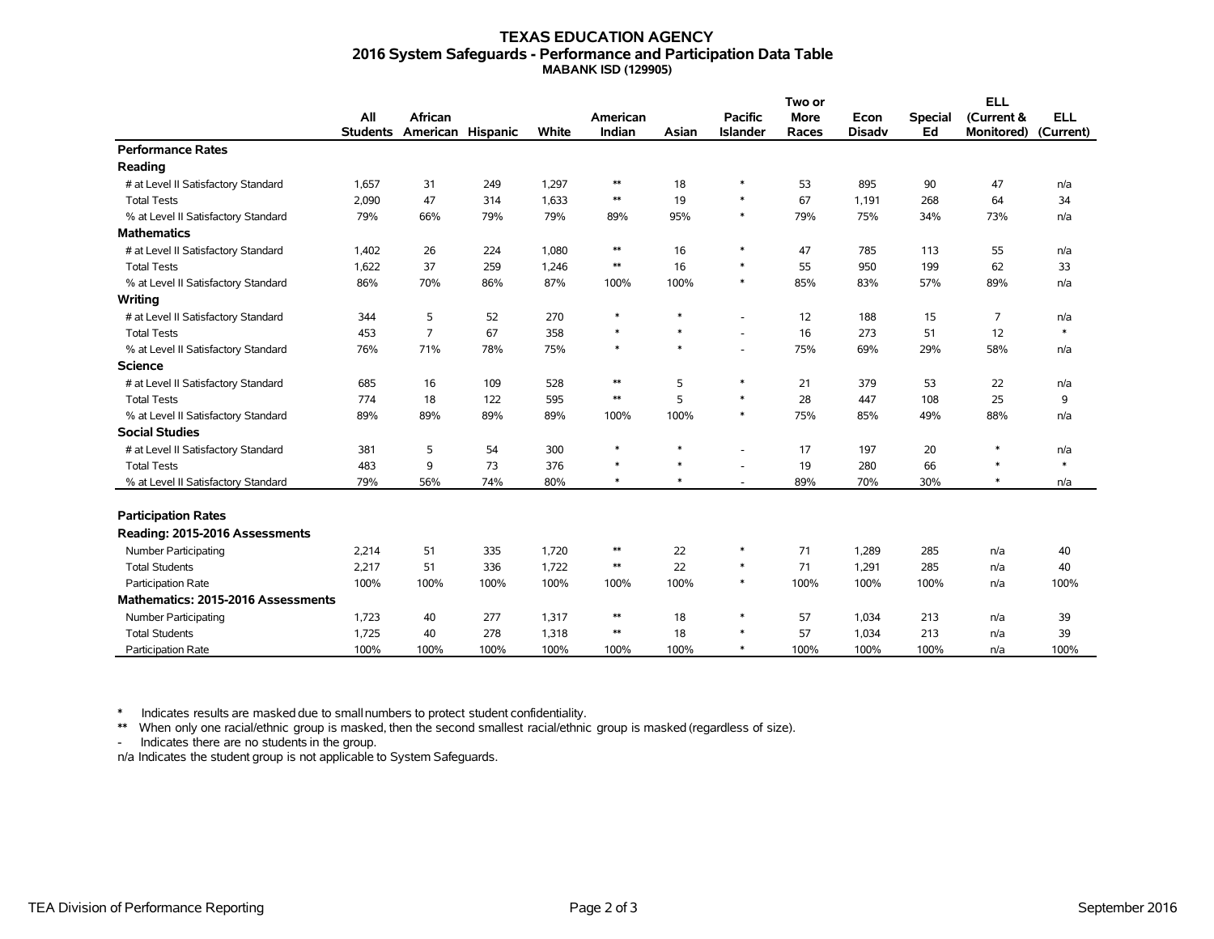# TEXAS EDUCATION AGENCY
## 2016 System Safeguards - Performance and Participation Data Table
### MABANK ISD (129905)

| | All Students | African American | Hispanic | White | American Indian | Asian | Pacific Islander | Two or More Races | Econ Disadv | Special Ed | ELL (Current & Monitored) | ELL (Current) |
|---|---|---|---|---|---|---|---|---|---|---|---|---|
| **Performance Rates** | | | | | | | | | | | | |
| **Reading** | | | | | | | | | | | | |
| # at Level II Satisfactory Standard | 1,657 | 31 | 249 | 1,297 | ** | 18 | * | 53 | 895 | 90 | 47 | n/a |
| Total Tests | 2,090 | 47 | 314 | 1,633 | ** | 19 | * | 67 | 1,191 | 268 | 64 | 34 |
| % at Level II Satisfactory Standard | 79% | 66% | 79% | 79% | 89% | 95% | * | 79% | 75% | 34% | 73% | n/a |
| **Mathematics** | | | | | | | | | | | | |
| # at Level II Satisfactory Standard | 1,402 | 26 | 224 | 1,080 | ** | 16 | * | 47 | 785 | 113 | 55 | n/a |
| Total Tests | 1,622 | 37 | 259 | 1,246 | ** | 16 | * | 55 | 950 | 199 | 62 | 33 |
| % at Level II Satisfactory Standard | 86% | 70% | 86% | 87% | 100% | 100% | * | 85% | 83% | 57% | 89% | n/a |
| **Writing** | | | | | | | | | | | | |
| # at Level II Satisfactory Standard | 344 | 5 | 52 | 270 | * | * | - | 12 | 188 | 15 | 7 | n/a |
| Total Tests | 453 | 7 | 67 | 358 | * | * | - | 16 | 273 | 51 | 12 | * |
| % at Level II Satisfactory Standard | 76% | 71% | 78% | 75% | * | * | - | 75% | 69% | 29% | 58% | n/a |
| **Science** | | | | | | | | | | | | |
| # at Level II Satisfactory Standard | 685 | 16 | 109 | 528 | ** | 5 | * | 21 | 379 | 53 | 22 | n/a |
| Total Tests | 774 | 18 | 122 | 595 | ** | 5 | * | 28 | 447 | 108 | 25 | 9 |
| % at Level II Satisfactory Standard | 89% | 89% | 89% | 89% | 100% | 100% | * | 75% | 85% | 49% | 88% | n/a |
| **Social Studies** | | | | | | | | | | | | |
| # at Level II Satisfactory Standard | 381 | 5 | 54 | 300 | * | * | - | 17 | 197 | 20 | * | n/a |
| Total Tests | 483 | 9 | 73 | 376 | * | * | - | 19 | 280 | 66 | * | * |
| % at Level II Satisfactory Standard | 79% | 56% | 74% | 80% | * | * | - | 89% | 70% | 30% | * | n/a |
| **Participation Rates** | | | | | | | | | | | | |
| **Reading: 2015-2016 Assessments** | | | | | | | | | | | | |
| Number Participating | 2,214 | 51 | 335 | 1,720 | ** | 22 | * | 71 | 1,289 | 285 | n/a | 40 |
| Total Students | 2,217 | 51 | 336 | 1,722 | ** | 22 | * | 71 | 1,291 | 285 | n/a | 40 |
| Participation Rate | 100% | 100% | 100% | 100% | 100% | 100% | * | 100% | 100% | 100% | n/a | 100% |
| **Mathematics: 2015-2016 Assessments** | | | | | | | | | | | | |
| Number Participating | 1,723 | 40 | 277 | 1,317 | ** | 18 | * | 57 | 1,034 | 213 | n/a | 39 |
| Total Students | 1,725 | 40 | 278 | 1,318 | ** | 18 | * | 57 | 1,034 | 213 | n/a | 39 |
| Participation Rate | 100% | 100% | 100% | 100% | 100% | 100% | * | 100% | 100% | 100% | n/a | 100% |

\* Indicates results are masked due to small numbers to protect student confidentiality.

\*\* When only one racial/ethnic group is masked, then the second smallest racial/ethnic group is masked (regardless of size).

\- Indicates there are no students in the group.

n/a Indicates the student group is not applicable to System Safeguards.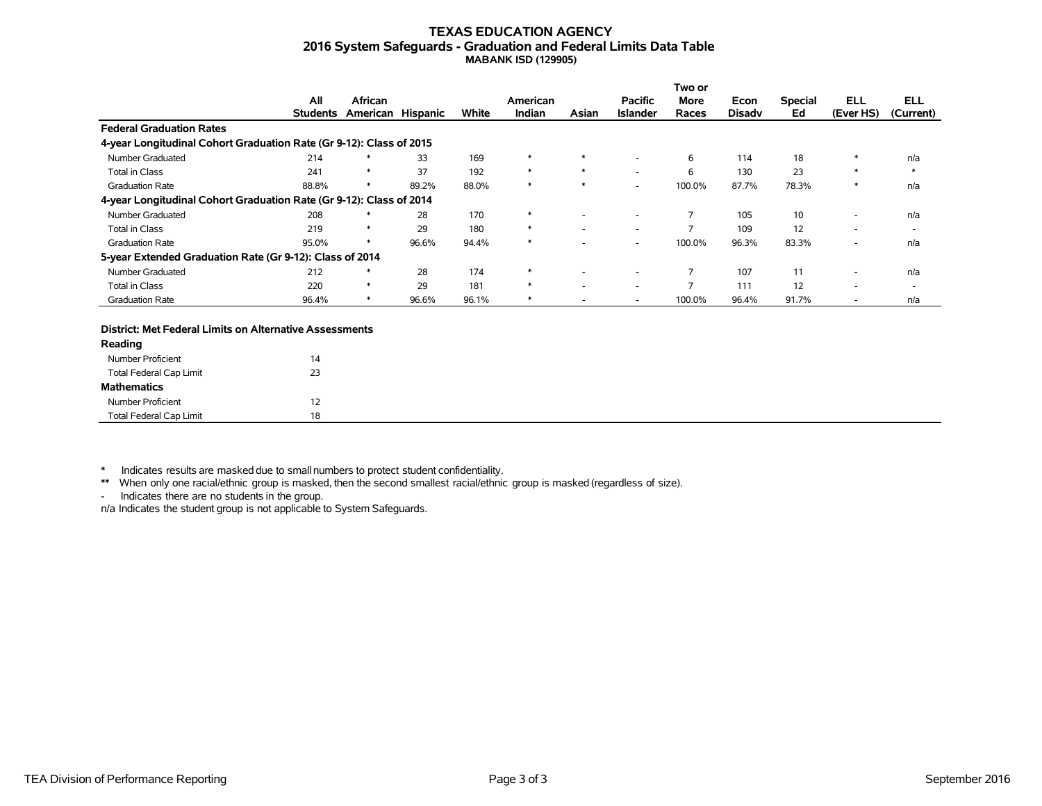# TEXAS EDUCATION AGENCY
## 2016 System Safeguards - Graduation and Federal Limits Data Table
### MABANK ISD (129905)

| | All Students | African American | Hispanic | White | American Indian | Asian | Pacific Islander | Two or More Races | Econ Disadv | Special Ed | ELL (Ever HS) | ELL (Current) |
|---|---|---|---|---|---|---|---|---|---|---|---|---|
| **Federal Graduation Rates** | | | | | | | | | | | | |
| **4-year Longitudinal Cohort Graduation Rate (Gr 9-12): Class of 2015** | | | | | | | | | | | | |
| Number Graduated | 214 | * | 33 | 169 | * | * | - | 6 | 114 | 18 | * | n/a |
| Total in Class | 241 | * | 37 | 192 | * | * | - | 6 | 130 | 23 | * | * |
| Graduation Rate | 88.8% | * | 89.2% | 88.0% | * | * | - | 100.0% | 87.7% | 78.3% | * | n/a |
| **4-year Longitudinal Cohort Graduation Rate (Gr 9-12): Class of 2014** | | | | | | | | | | | | |
| Number Graduated | 208 | * | 28 | 170 | * | - | - | 7 | 105 | 10 | - | n/a |
| Total in Class | 219 | * | 29 | 180 | * | - | - | 7 | 109 | 12 | - | - |
| Graduation Rate | 95.0% | * | 96.6% | 94.4% | * | - | - | 100.0% | 96.3% | 83.3% | - | n/a |
| **5-year Extended Graduation Rate (Gr 9-12): Class of 2014** | | | | | | | | | | | | |
| Number Graduated | 212 | * | 28 | 174 | * | - | - | 7 | 107 | 11 | - | n/a |
| Total in Class | 220 | * | 29 | 181 | * | - | - | 7 | 111 | 12 | - | - |
| Graduation Rate | 96.4% | * | 96.6% | 96.1% | * | - | - | 100.0% | 96.4% | 91.7% | - | n/a |

| **District: Met Federal Limits on Alternative Assessments** | |
|---|---|
| **Reading** | |
| Number Proficient | 14 |
| Total Federal Cap Limit | 23 |
| **Mathematics** | |
| Number Proficient | 12 |
| Total Federal Cap Limit | 18 |

\* Indicates results are masked due to small numbers to protect student confidentiality.

** When only one racial/ethnic group is masked, then the second smallest racial/ethnic group is masked (regardless of size).

\- Indicates there are no students in the group.

n/a Indicates the student group is not applicable to System Safeguards.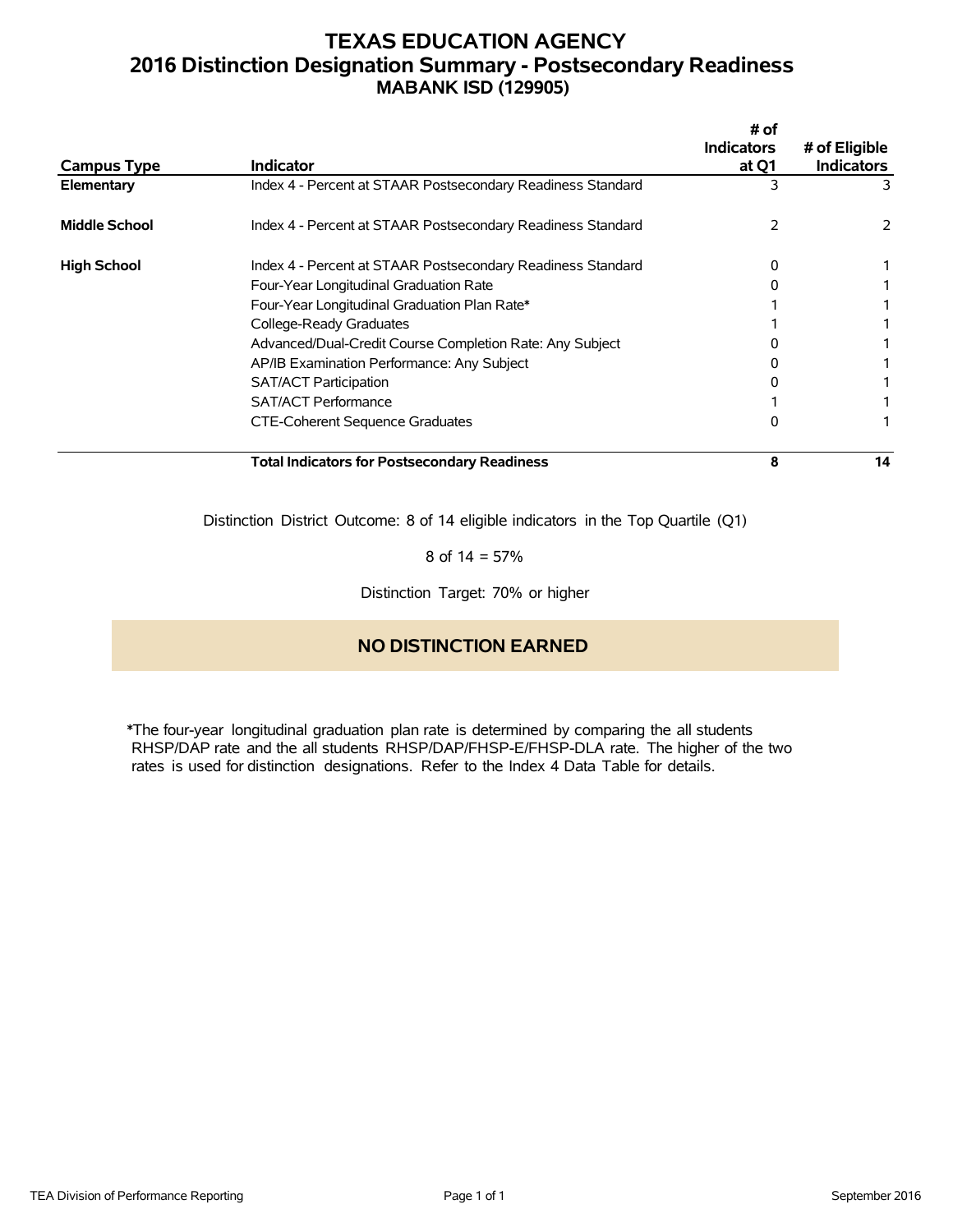# TEXAS EDUCATION AGENCY
## 2016 Distinction Designation Summary - Postsecondary Readiness
### MABANK ISD (129905)

| Campus Type | Indicator | # of Indicators at Q1 | # of Eligible Indicators |
|---|---|---|---|
| **Elementary** | Index 4 - Percent at STAAR Postsecondary Readiness Standard | 3 | 3 |
| **Middle School** | Index 4 - Percent at STAAR Postsecondary Readiness Standard | 2 | 2 |
| **High School** | Index 4 - Percent at STAAR Postsecondary Readiness Standard | 0 | 1 |
| | Four-Year Longitudinal Graduation Rate | 0 | 1 |
| | Four-Year Longitudinal Graduation Plan Rate* | 1 | 1 |
| | College-Ready Graduates | 1 | 1 |
| | Advanced/Dual-Credit Course Completion Rate: Any Subject | 0 | 1 |
| | AP/IB Examination Performance: Any Subject | 0 | 1 |
| | SAT/ACT Participation | 0 | 1 |
| | SAT/ACT Performance | 1 | 1 |
| | CTE-Coherent Sequence Graduates | 0 | 1 |
| | **Total Indicators for Postsecondary Readiness** | **8** | **14** |

Distinction District Outcome: 8 of 14 eligible indicators in the Top Quartile (Q1)

8 of 14 = 57%

Distinction Target: 70% or higher

**NO DISTINCTION EARNED**

*The four-year longitudinal graduation plan rate is determined by comparing the all students RHSP/DAP rate and the all students RHSP/DAP/FHSP-E/FHSP-DLA rate. The higher of the two rates is used for distinction designations. Refer to the Index 4 Data Table for details.